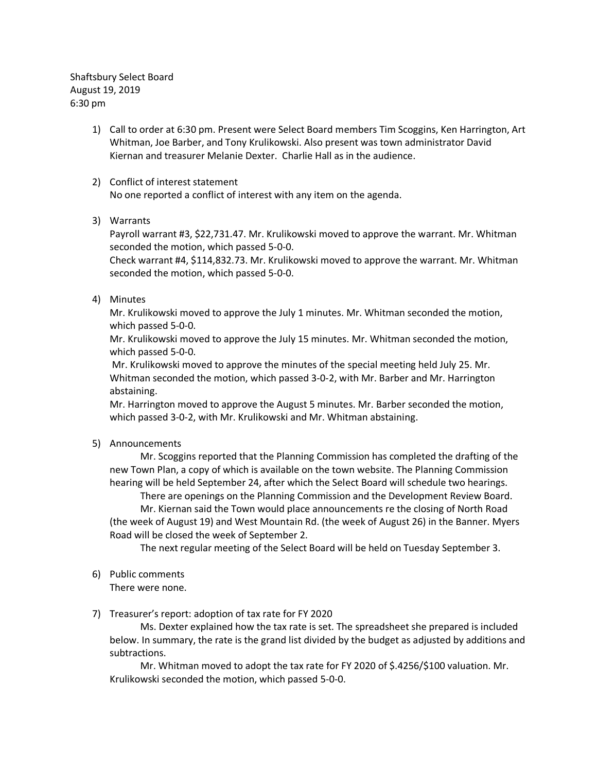Shaftsbury Select Board
August 19, 2019
6:30 pm

1) Call to order at 6:30 pm. Present were Select Board members Tim Scoggins, Ken Harrington, Art Whitman, Joe Barber, and Tony Krulikowski. Also present was town administrator David Kiernan and treasurer Melanie Dexter. Charlie Hall as in the audience.

2) Conflict of interest statement
No one reported a conflict of interest with any item on the agenda.

3) Warrants
Payroll warrant #3, $22,731.47. Mr. Krulikowski moved to approve the warrant. Mr. Whitman seconded the motion, which passed 5-0-0.
Check warrant #4, $114,832.73. Mr. Krulikowski moved to approve the warrant. Mr. Whitman seconded the motion, which passed 5-0-0.

4) Minutes
Mr. Krulikowski moved to approve the July 1 minutes. Mr. Whitman seconded the motion, which passed 5-0-0.
Mr. Krulikowski moved to approve the July 15 minutes. Mr. Whitman seconded the motion, which passed 5-0-0.
Mr. Krulikowski moved to approve the minutes of the special meeting held July 25. Mr. Whitman seconded the motion, which passed 3-0-2, with Mr. Barber and Mr. Harrington abstaining.
Mr. Harrington moved to approve the August 5 minutes. Mr. Barber seconded the motion, which passed 3-0-2, with Mr. Krulikowski and Mr. Whitman abstaining.

5) Announcements
Mr. Scoggins reported that the Planning Commission has completed the drafting of the new Town Plan, a copy of which is available on the town website. The Planning Commission hearing will be held September 24, after which the Select Board will schedule two hearings.
There are openings on the Planning Commission and the Development Review Board.
Mr. Kiernan said the Town would place announcements re the closing of North Road (the week of August 19) and West Mountain Rd. (the week of August 26) in the Banner. Myers Road will be closed the week of September 2.
The next regular meeting of the Select Board will be held on Tuesday September 3.

6) Public comments
There were none.

7) Treasurer's report: adoption of tax rate for FY 2020
Ms. Dexter explained how the tax rate is set. The spreadsheet she prepared is included below. In summary, the rate is the grand list divided by the budget as adjusted by additions and subtractions.
Mr. Whitman moved to adopt the tax rate for FY 2020 of $.4256/$100 valuation. Mr. Krulikowski seconded the motion, which passed 5-0-0.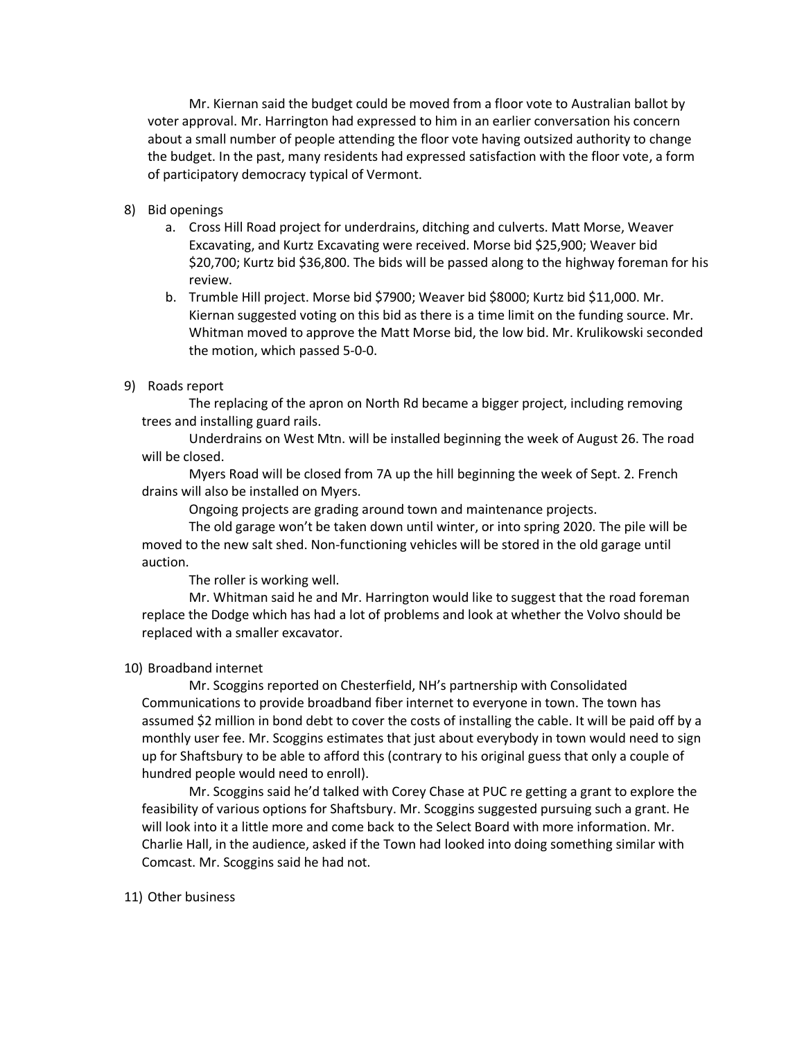Mr. Kiernan said the budget could be moved from a floor vote to Australian ballot by voter approval. Mr. Harrington had expressed to him in an earlier conversation his concern about a small number of people attending the floor vote having outsized authority to change the budget. In the past, many residents had expressed satisfaction with the floor vote, a form of participatory democracy typical of Vermont.

8) Bid openings
   a. Cross Hill Road project for underdrains, ditching and culverts. Matt Morse, Weaver Excavating, and Kurtz Excavating were received. Morse bid $25,900; Weaver bid $20,700; Kurtz bid $36,800. The bids will be passed along to the highway foreman for his review.
   b. Trumble Hill project. Morse bid $7900; Weaver bid $8000; Kurtz bid $11,000. Mr. Kiernan suggested voting on this bid as there is a time limit on the funding source. Mr. Whitman moved to approve the Matt Morse bid, the low bid. Mr. Krulikowski seconded the motion, which passed 5-0-0.

9) Roads report

The replacing of the apron on North Rd became a bigger project, including removing trees and installing guard rails.

Underdrains on West Mtn. will be installed beginning the week of August 26. The road will be closed.

Myers Road will be closed from 7A up the hill beginning the week of Sept. 2. French drains will also be installed on Myers.

Ongoing projects are grading around town and maintenance projects.

The old garage won't be taken down until winter, or into spring 2020. The pile will be moved to the new salt shed. Non-functioning vehicles will be stored in the old garage until auction.

The roller is working well.

Mr. Whitman said he and Mr. Harrington would like to suggest that the road foreman replace the Dodge which has had a lot of problems and look at whether the Volvo should be replaced with a smaller excavator.

10) Broadband internet

Mr. Scoggins reported on Chesterfield, NH's partnership with Consolidated Communications to provide broadband fiber internet to everyone in town. The town has assumed $2 million in bond debt to cover the costs of installing the cable. It will be paid off by a monthly user fee. Mr. Scoggins estimates that just about everybody in town would need to sign up for Shaftsbury to be able to afford this (contrary to his original guess that only a couple of hundred people would need to enroll).

Mr. Scoggins said he'd talked with Corey Chase at PUC re getting a grant to explore the feasibility of various options for Shaftsbury. Mr. Scoggins suggested pursuing such a grant. He will look into it a little more and come back to the Select Board with more information. Mr. Charlie Hall, in the audience, asked if the Town had looked into doing something similar with Comcast. Mr. Scoggins said he had not.

11) Other business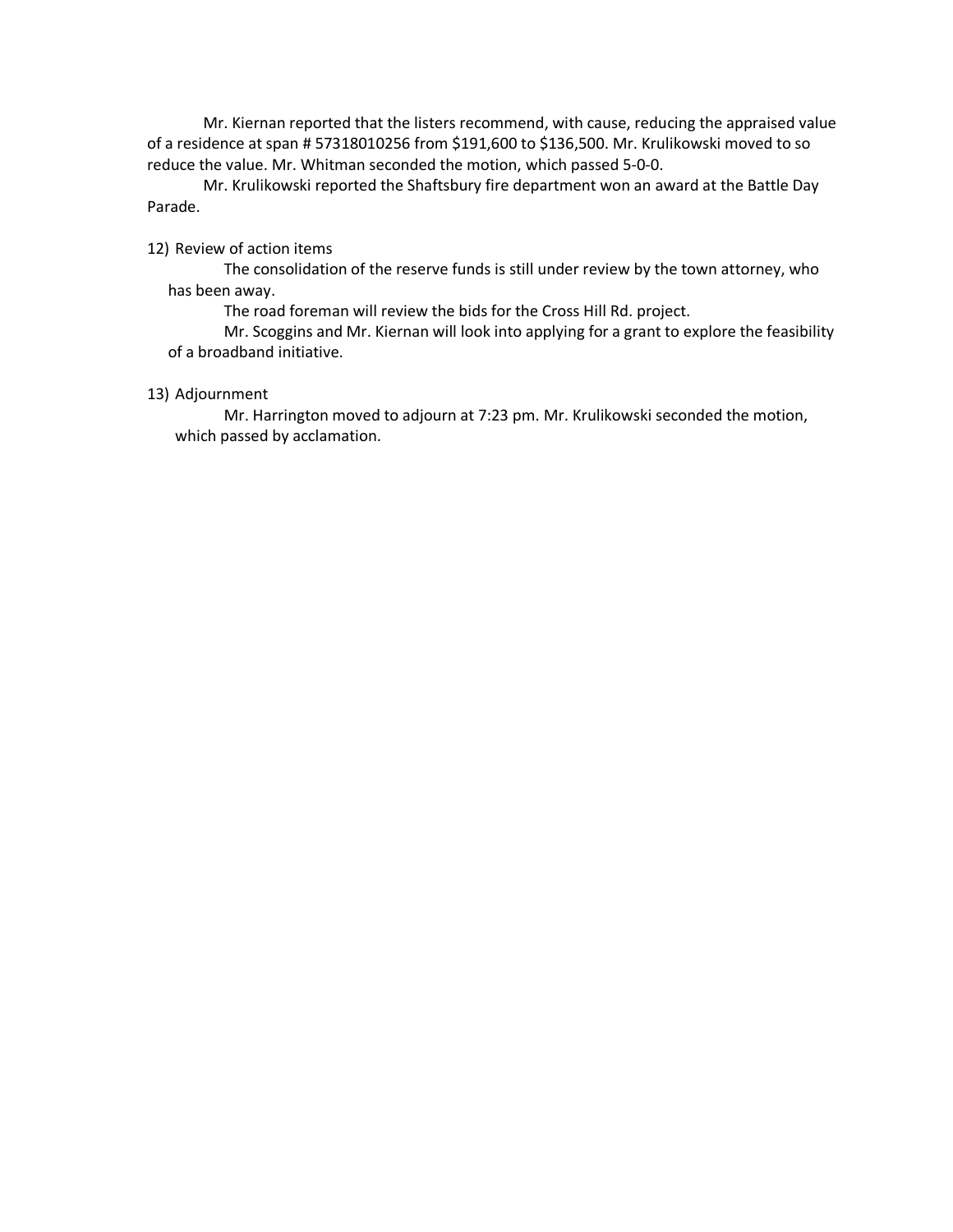Mr. Kiernan reported that the listers recommend, with cause, reducing the appraised value of a residence at span # 57318010256 from $191,600 to $136,500. Mr. Krulikowski moved to so reduce the value. Mr. Whitman seconded the motion, which passed 5-0-0.

Mr. Krulikowski reported the Shaftsbury fire department won an award at the Battle Day Parade.

12) Review of action items

The consolidation of the reserve funds is still under review by the town attorney, who has been away.

The road foreman will review the bids for the Cross Hill Rd. project.

Mr. Scoggins and Mr. Kiernan will look into applying for a grant to explore the feasibility of a broadband initiative.

13) Adjournment

Mr. Harrington moved to adjourn at 7:23 pm. Mr. Krulikowski seconded the motion, which passed by acclamation.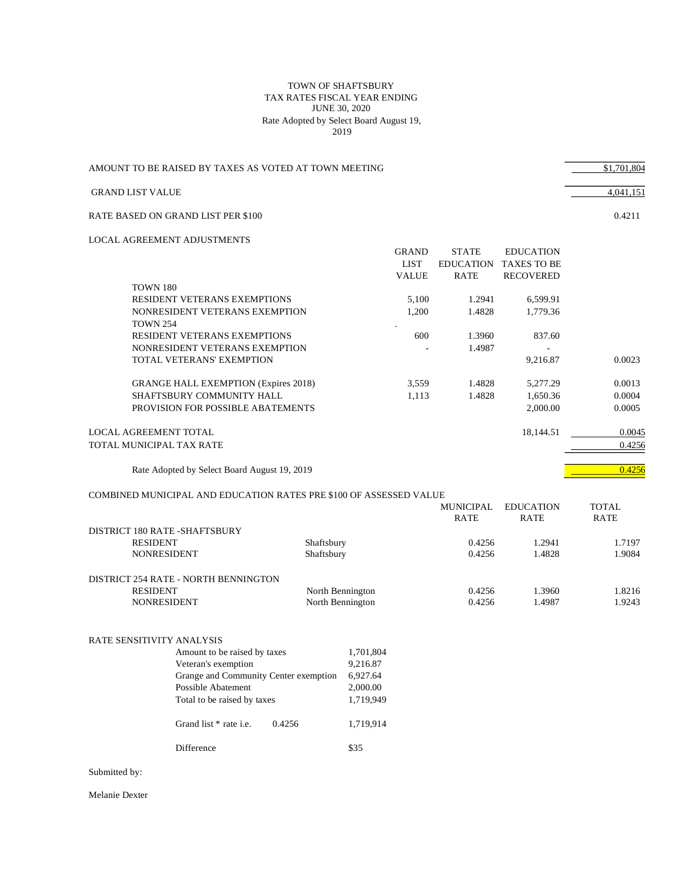TOWN OF SHAFTSBURY
TAX RATES FISCAL YEAR ENDING
JUNE 30, 2020
Rate Adopted by Select Board August 19, 2019

| | | | | |
|---|---|---|---|---|
| AMOUNT TO BE RAISED BY TAXES AS VOTED AT TOWN MEETING | | | | $1,701,804 |
| GRAND LIST VALUE | | | | 4,041,151 |
| RATE BASED ON GRAND LIST PER $100 | | | | 0.4211 |
| LOCAL AGREEMENT ADJUSTMENTS | | | | |
| | GRAND LIST VALUE | STATE EDUCATION RATE | EDUCATION TAXES TO BE RECOVERED | |
| TOWN 180 | | | | |
| RESIDENT VETERANS EXEMPTIONS | 5,100 | 1.2941 | 6,599.91 | |
| NONRESIDENT VETERANS EXEMPTION | 1,200 | 1.4828 | 1,779.36 | |
| TOWN 254 | . | | | |
| RESIDENT VETERANS EXEMPTIONS | 600 | 1.3960 | 837.60 | |
| NONRESIDENT VETERANS EXEMPTION | - | 1.4987 | - | |
| TOTAL VETERANS' EXEMPTION | | | 9,216.87 | 0.0023 |
| GRANGE HALL EXEMPTION (Expires 2018) | 3,559 | 1.4828 | 5,277.29 | 0.0013 |
| SHAFTSBURY COMMUNITY HALL | 1,113 | 1.4828 | 1,650.36 | 0.0004 |
| PROVISION FOR POSSIBLE ABATEMENTS | | | 2,000.00 | 0.0005 |
| LOCAL AGREEMENT TOTAL | | | 18,144.51 | 0.0045 |
| TOTAL MUNICIPAL TAX RATE | | | | 0.4256 |
| Rate Adopted by Select Board August 19, 2019 | | | | 0.4256 |

COMBINED MUNICIPAL AND EDUCATION RATES PRE $100 OF ASSESSED VALUE

| | | MUNICIPAL RATE | EDUCATION RATE | TOTAL RATE |
|---|---|---|---|---|
| DISTRICT 180 RATE -SHAFTSBURY | | | | |
| RESIDENT | Shaftsbury | 0.4256 | 1.2941 | 1.7197 |
| NONRESIDENT | Shaftsbury | 0.4256 | 1.4828 | 1.9084 |
| DISTRICT 254 RATE - NORTH BENNINGTON | | | | |
| RESIDENT | North Bennington | 0.4256 | 1.3960 | 1.8216 |
| NONRESIDENT | North Bennington | 0.4256 | 1.4987 | 1.9243 |

RATE SENSITIVITY ANALYSIS

| | | |
|---|---|---|
| Amount to be raised by taxes | | 1,701,804 |
| Veteran's exemption | | 9,216.87 |
| Grange and Community Center exemption | | 6,927.64 |
| Possible Abatement | | 2,000.00 |
| Total to be raised by taxes | | 1,719,949 |
| Grand list * rate i.e. | 0.4256 | 1,719,914 |
| Difference | | $35 |

Submitted by:

Melanie Dexter